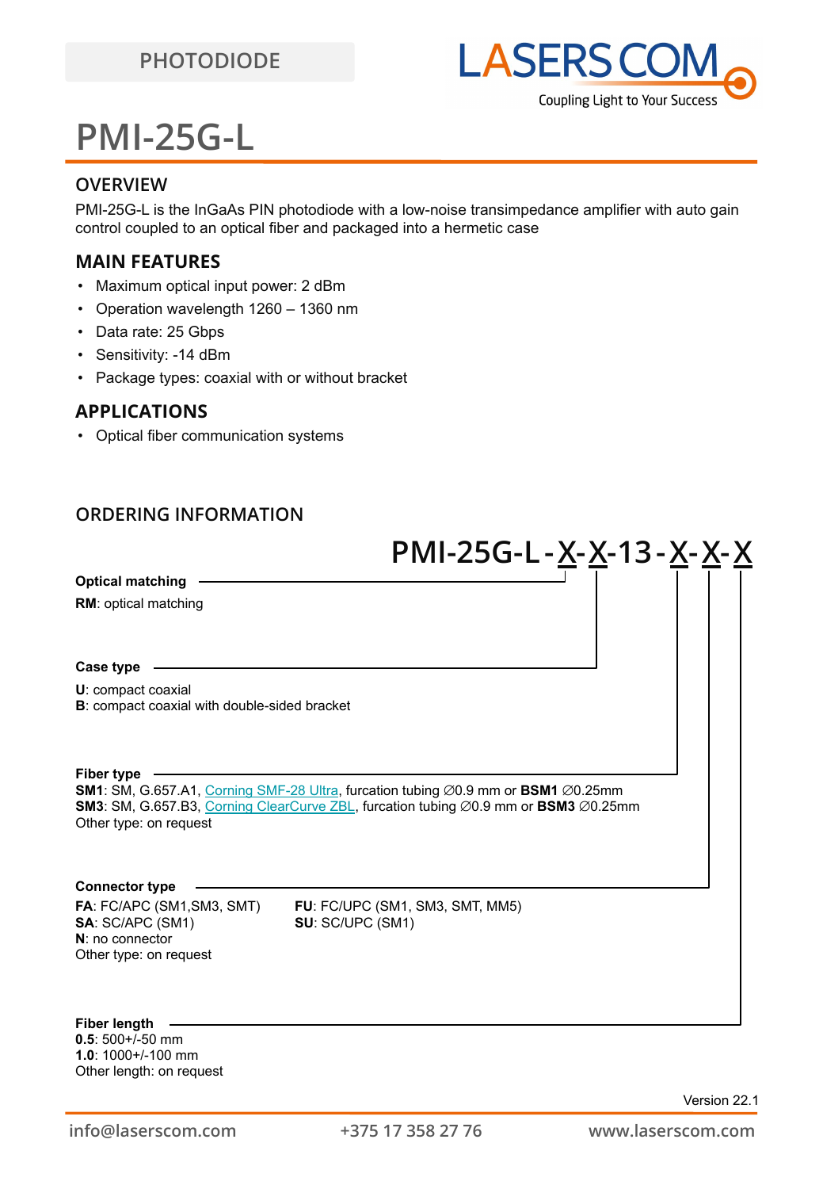PHOTODIODE

# PMI-25G-L

## OVERVIEW

PMI-25G-L is the InGaAs PIN photodiode with a low-noise transimpedance amplifier with auto gain control coupled to an optical fiber and packaged into a hermetic case

## MAIN FEATURES

- Maximum optical input power: 2 dBm
- Operation wavelength 1260 – 1360 nm
- Data rate: 25 Gbps
- Sensitivity: -14 dBm
- Package types: coaxial with or without bracket

## APPLICATIONS

- Optical fiber communication systems

## ORDERING INFORMATION

**PMI-25G-L-X-X-13-X-X-X**

**Optical matching**

**RM**: optical matching

**Case type**

**U**: compact coaxial
**B**: compact coaxial with double-sided bracket

**Fiber type**

**SM1**: SM, G.657.A1, Corning SMF-28 Ultra, furcation tubing ∅0.9 mm or **BSM1** ∅0.25mm
**SM3**: SM, G.657.B3, Corning ClearCurve ZBL, furcation tubing ∅0.9 mm or **BSM3** ∅0.25mm
Other type: on request

**Connector type**

**FA**: FC/APC (SM1,SM3, SMT)
**SA**: SC/APC (SM1)
**N**: no connector
Other type: on request

**FU**: FC/UPC (SM1, SM3, SMT, MM5)
**SU**: SC/UPC (SM1)

**Fiber length**

**0.5**: 500+/-50 mm
**1.0**: 1000+/-100 mm
Other length: on request

Version 22.1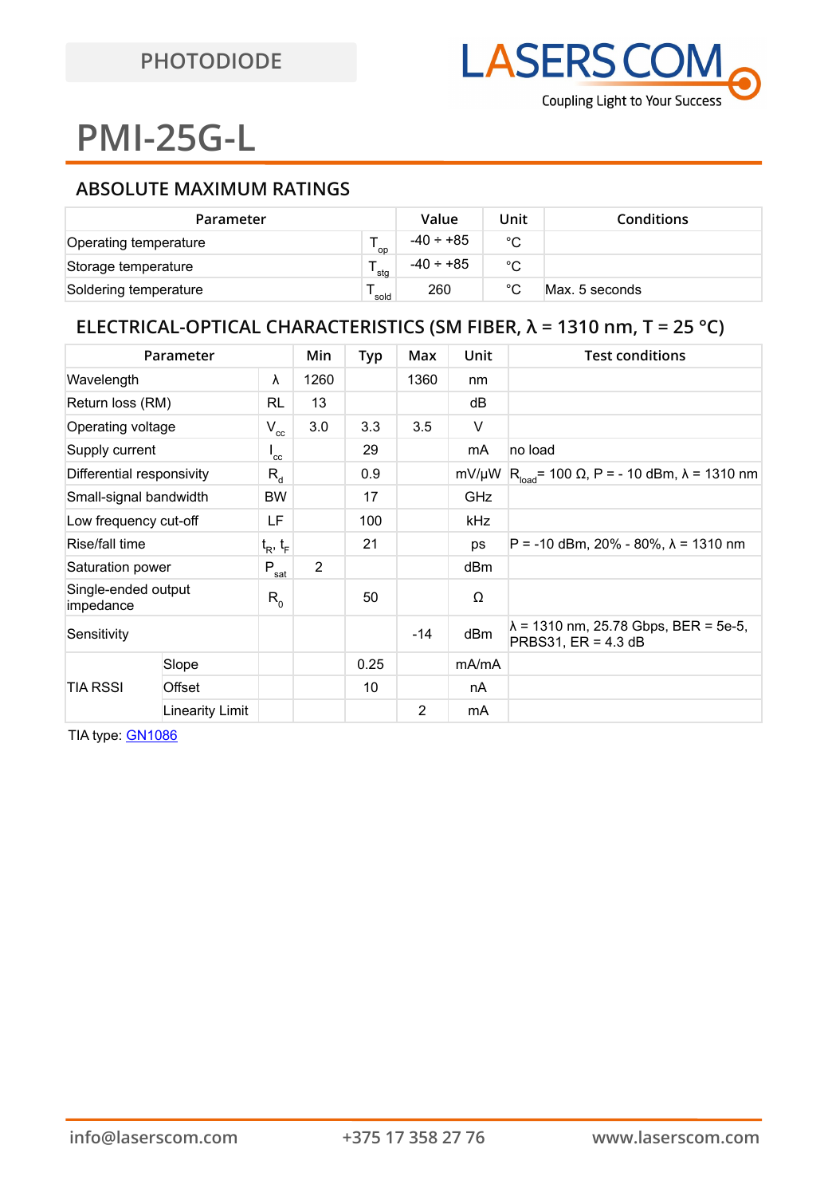PHOTODIODE

# PMI-25G-L

## ABSOLUTE MAXIMUM RATINGS

| Parameter | | Value | Unit | Conditions |
|---|---|---|---|---|
| Operating temperature | $T_{op}$ | -40 ÷ +85 | °C | |
| Storage temperature | $T_{stg}$ | -40 ÷ +85 | °C | |
| Soldering temperature | $T_{sold}$ | 260 | °C | Max. 5 seconds |

## ELECTRICAL-OPTICAL CHARACTERISTICS (SM FIBER, λ = 1310 nm, T = 25 °C)

| Parameter | | | Min | Typ | Max | Unit | Test conditions |
|---|---|---|---|---|---|---|---|
| Wavelength | | λ | 1260 | | 1360 | nm | |
| Return loss (RM) | | RL | 13 | | | dB | |
| Operating voltage | | $V_{cc}$ | 3.0 | 3.3 | 3.5 | V | |
| Supply current | | $I_{cc}$ | | 29 | | mA | no load |
| Differential responsivity | | $R_d$ | | 0.9 | | mV/µW | $R_{load}$= 100 Ω, P = - 10 dBm, λ = 1310 nm |
| Small-signal bandwidth | | BW | | 17 | | GHz | |
| Low frequency cut-off | | LF | | 100 | | kHz | |
| Rise/fall time | | $t_R$, $t_F$ | | 21 | | ps | P = -10 dBm, 20% - 80%, λ = 1310 nm |
| Saturation power | | $P_{sat}$ | 2 | | | dBm | |
| Single-ended output impedance | | $R_0$ | | 50 | | Ω | |
| Sensitivity | | | | | -14 | dBm | λ = 1310 nm, 25.78 Gbps, BER = 5e-5, PRBS31, ER = 4.3 dB |
| TIA RSSI | Slope | | | 0.25 | | mA/mA | |
| | Offset | | | 10 | | nA | |
| | Linearity Limit | | | | 2 | mA | |

TIA type: GN1086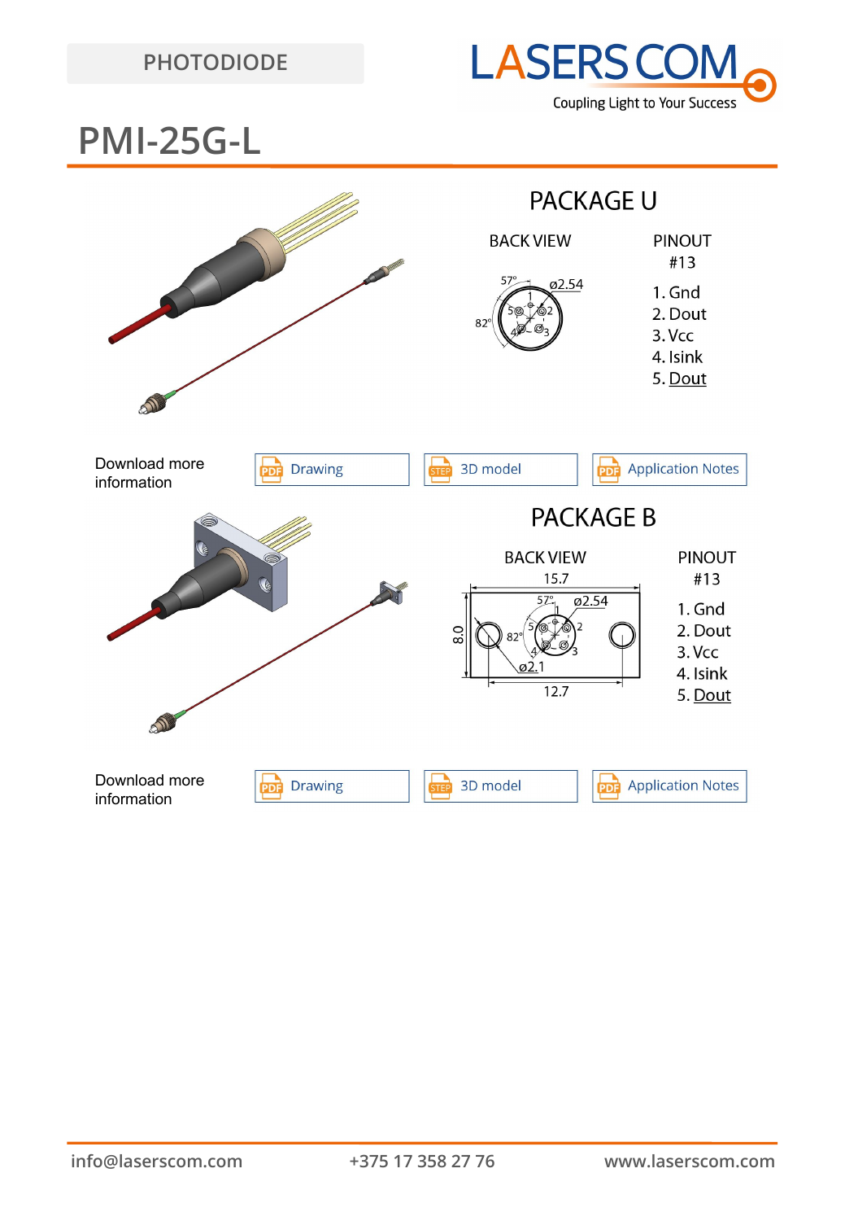PHOTODIODE

# PMI-25G-L

## PACKAGE U

BACK VIEW

57°, ø2.54, 82°

PINOUT #13

1. Gnd
2. Dout
3. Vcc
4. Isink
5. Dout

Download more information: Drawing | 3D model | Application Notes

## PACKAGE B

BACK VIEW

15.7, 8.0, 57°, ø2.54, 82°, ø2.1, 12.7

PINOUT #13

1. Gnd
2. Dout
3. Vcc
4. Isink
5. Dout

Download more information: Drawing | 3D model | Application Notes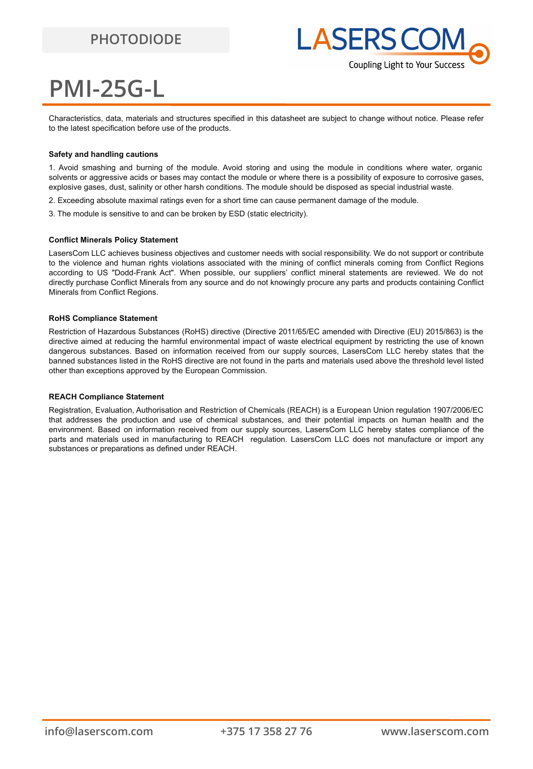# PMI-25G-L

Characteristics, data, materials and structures specified in this datasheet are subject to change without notice. Please refer to the latest specification before use of the products.

**Safety and handling cautions**

1. Avoid smashing and burning of the module. Avoid storing and using the module in conditions where water, organic solvents or aggressive acids or bases may contact the module or where there is a possibility of exposure to corrosive gases, explosive gases, dust, salinity or other harsh conditions. The module should be disposed as special industrial waste.
2. Exceeding absolute maximal ratings even for a short time can cause permanent damage of the module.
3. The module is sensitive to and can be broken by ESD (static electricity).

**Conflict Minerals Policy Statement**

LasersCom LLC achieves business objectives and customer needs with social responsibility. We do not support or contribute to the violence and human rights violations associated with the mining of conflict minerals coming from Conflict Regions according to US "Dodd-Frank Act". When possible, our suppliers' conflict mineral statements are reviewed. We do not directly purchase Conflict Minerals from any source and do not knowingly procure any parts and products containing Conflict Minerals from Conflict Regions.

**RoHS Compliance Statement**

Restriction of Hazardous Substances (RoHS) directive (Directive 2011/65/EC amended with Directive (EU) 2015/863) is the directive aimed at reducing the harmful environmental impact of waste electrical equipment by restricting the use of known dangerous substances. Based on information received from our supply sources, LasersCom LLC hereby states that the banned substances listed in the RoHS directive are not found in the parts and materials used above the threshold level listed other than exceptions approved by the European Commission.

**REACH Compliance Statement**

Registration, Evaluation, Authorisation and Restriction of Chemicals (REACH) is a European Union regulation 1907/2006/EC that addresses the production and use of chemical substances, and their potential impacts on human health and the environment. Based on information received from our supply sources, LasersCom LLC hereby states compliance of the parts and materials used in manufacturing to REACH regulation. LasersCom LLC does not manufacture or import any substances or preparations as defined under REACH.